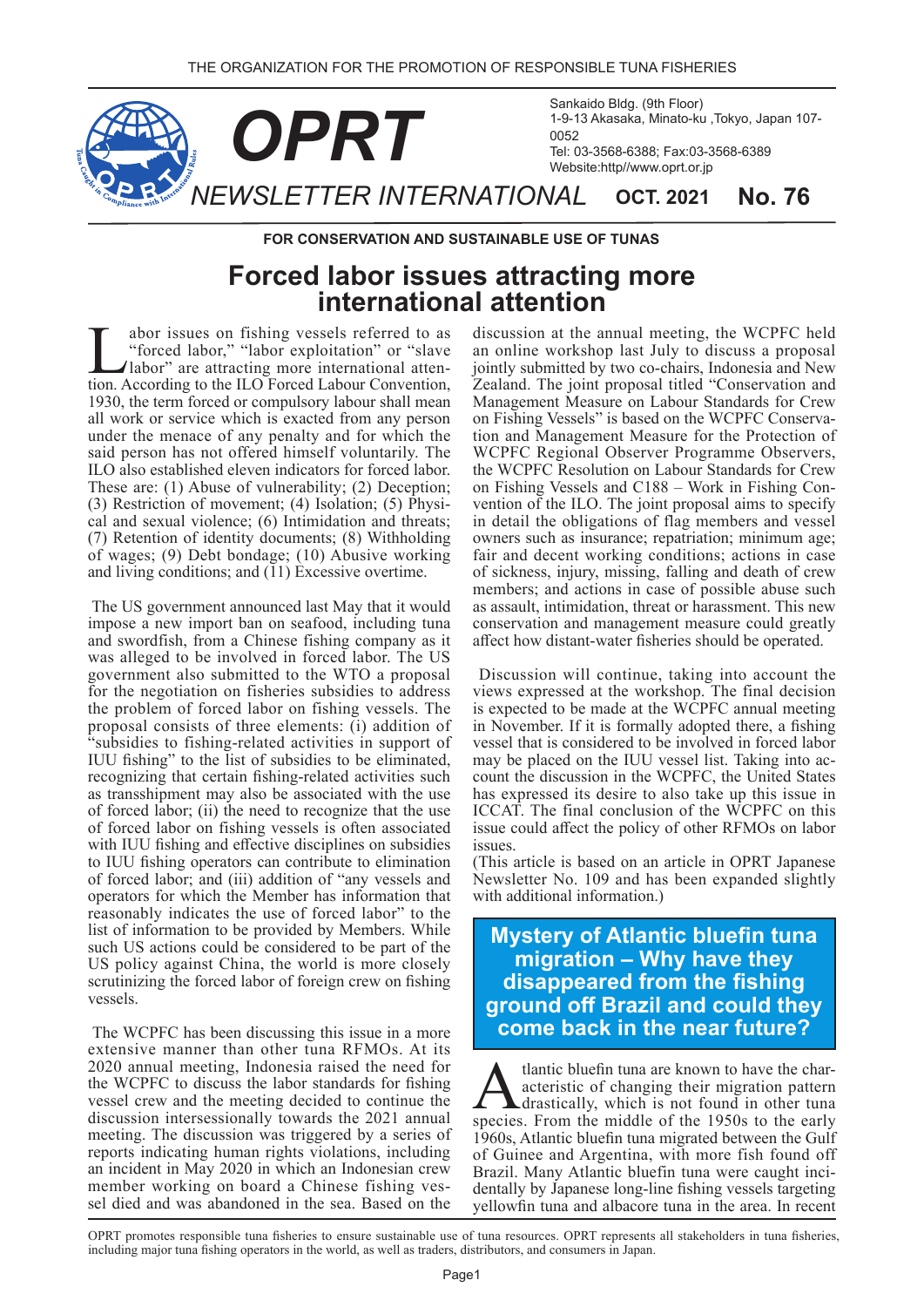THE ORGANIZATION FOR THE PROMOTION OF RESPONSIBLE TUNA FISHERIES

# OPRT

Sankaido Bldg. (9th Floor)
1-9-13 Akasaka, Minato-ku ,Tokyo, Japan 107-0052
Tel: 03-3568-6388; Fax:03-3568-6389
Website:http//www.oprt.or.jp

NEWSLETTER INTERNATIONAL **OCT. 2021** **No. 76**

**FOR CONSERVATION AND SUSTAINABLE USE OF TUNAS**

## Forced labor issues attracting more international attention

Labor issues on fishing vessels referred to as "forced labor," "labor exploitation" or "slave labor" are attracting more international attention. According to the ILO Forced Labour Convention, 1930, the term forced or compulsory labour shall mean all work or service which is exacted from any person under the menace of any penalty and for which the said person has not offered himself voluntarily. The ILO also established eleven indicators for forced labor. These are: (1) Abuse of vulnerability; (2) Deception; (3) Restriction of movement; (4) Isolation; (5) Physical and sexual violence; (6) Intimidation and threats; (7) Retention of identity documents; (8) Withholding of wages; (9) Debt bondage; (10) Abusive working and living conditions; and (11) Excessive overtime.

The US government announced last May that it would impose a new import ban on seafood, including tuna and swordfish, from a Chinese fishing company as it was alleged to be involved in forced labor. The US government also submitted to the WTO a proposal for the negotiation on fisheries subsidies to address the problem of forced labor on fishing vessels. The proposal consists of three elements: (i) addition of "subsidies to fishing-related activities in support of IUU fishing" to the list of subsidies to be eliminated, recognizing that certain fishing-related activities such as transshipment may also be associated with the use of forced labor; (ii) the need to recognize that the use of forced labor on fishing vessels is often associated with IUU fishing and effective disciplines on subsidies to IUU fishing operators can contribute to elimination of forced labor; and (iii) addition of "any vessels and operators for which the Member has information that reasonably indicates the use of forced labor" to the list of information to be provided by Members. While such US actions could be considered to be part of the US policy against China, the world is more closely scrutinizing the forced labor of foreign crew on fishing vessels.

The WCPFC has been discussing this issue in a more extensive manner than other tuna RFMOs. At its 2020 annual meeting, Indonesia raised the need for the WCPFC to discuss the labor standards for fishing vessel crew and the meeting decided to continue the discussion intersessionally towards the 2021 annual meeting. The discussion was triggered by a series of reports indicating human rights violations, including an incident in May 2020 in which an Indonesian crew member working on board a Chinese fishing vessel died and was abandoned in the sea. Based on the discussion at the annual meeting, the WCPFC held an online workshop last July to discuss a proposal jointly submitted by two co-chairs, Indonesia and New Zealand. The joint proposal titled "Conservation and Management Measure on Labour Standards for Crew on Fishing Vessels" is based on the WCPFC Conservation and Management Measure for the Protection of WCPFC Regional Observer Programme Observers, the WCPFC Resolution on Labour Standards for Crew on Fishing Vessels and C188 – Work in Fishing Convention of the ILO. The joint proposal aims to specify in detail the obligations of flag members and vessel owners such as insurance; repatriation; minimum age; fair and decent working conditions; actions in case of sickness, injury, missing, falling and death of crew members; and actions in case of possible abuse such as assault, intimidation, threat or harassment. This new conservation and management measure could greatly affect how distant-water fisheries should be operated.

Discussion will continue, taking into account the views expressed at the workshop. The final decision is expected to be made at the WCPFC annual meeting in November. If it is formally adopted there, a fishing vessel that is considered to be involved in forced labor may be placed on the IUU vessel list. Taking into account the discussion in the WCPFC, the United States has expressed its desire to also take up this issue in ICCAT. The final conclusion of the WCPFC on this issue could affect the policy of other RFMOs on labor issues.

(This article is based on an article in OPRT Japanese Newsletter No. 109 and has been expanded slightly with additional information.)

## Mystery of Atlantic bluefin tuna migration – Why have they disappeared from the fishing ground off Brazil and could they come back in the near future?

Atlantic bluefin tuna are known to have the characteristic of changing their migration pattern drastically, which is not found in other tuna species. From the middle of the 1950s to the early 1960s, Atlantic bluefin tuna migrated between the Gulf of Guinee and Argentina, with more fish found off Brazil. Many Atlantic bluefin tuna were caught incidentally by Japanese long-line fishing vessels targeting yellowfin tuna and albacore tuna in the area. In recent

OPRT promotes responsible tuna fisheries to ensure sustainable use of tuna resources. OPRT represents all stakeholders in tuna fisheries, including major tuna fishing operators in the world, as well as traders, distributors, and consumers in Japan.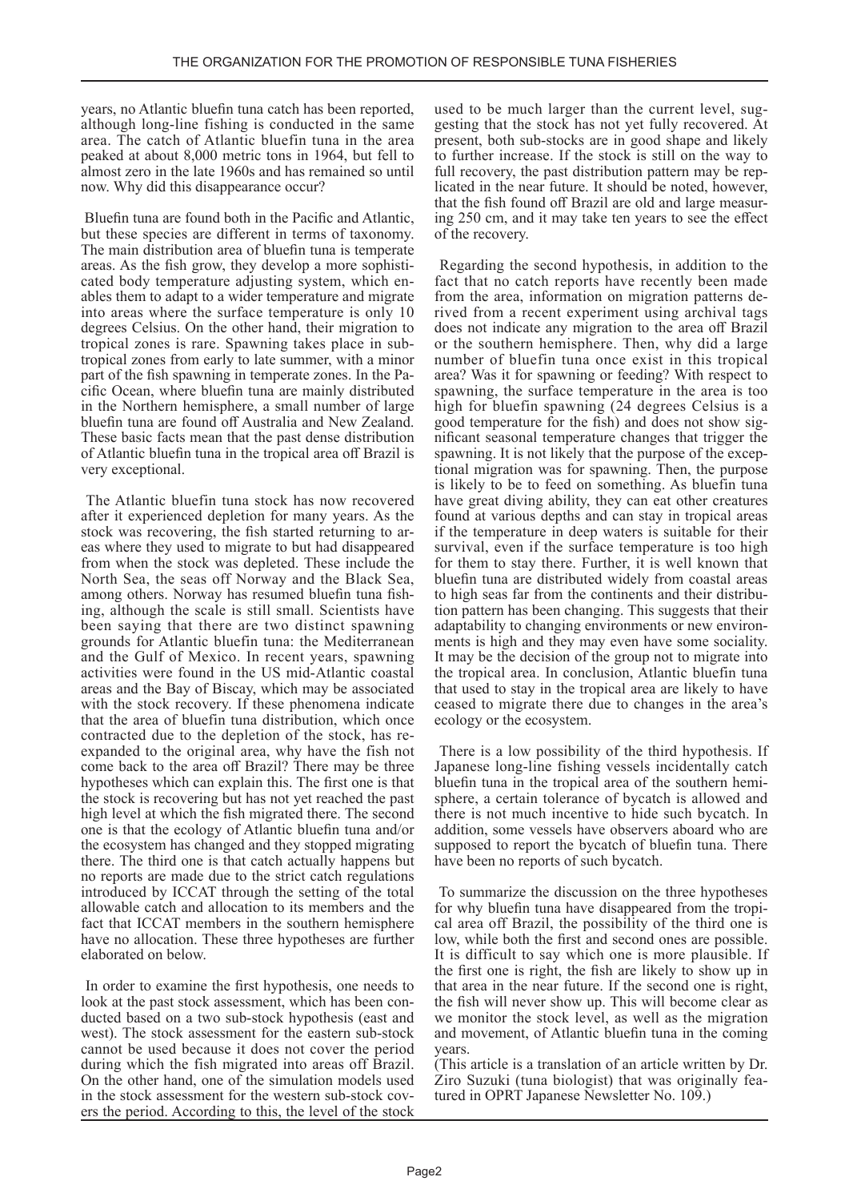years, no Atlantic bluefin tuna catch has been reported, although long-line fishing is conducted in the same area. The catch of Atlantic bluefin tuna in the area peaked at about 8,000 metric tons in 1964, but fell to almost zero in the late 1960s and has remained so until now. Why did this disappearance occur?

Bluefin tuna are found both in the Pacific and Atlantic, but these species are different in terms of taxonomy. The main distribution area of bluefin tuna is temperate areas. As the fish grow, they develop a more sophisticated body temperature adjusting system, which enables them to adapt to a wider temperature and migrate into areas where the surface temperature is only 10 degrees Celsius. On the other hand, their migration to tropical zones is rare. Spawning takes place in subtropical zones from early to late summer, with a minor part of the fish spawning in temperate zones. In the Pacific Ocean, where bluefin tuna are mainly distributed in the Northern hemisphere, a small number of large bluefin tuna are found off Australia and New Zealand. These basic facts mean that the past dense distribution of Atlantic bluefin tuna in the tropical area off Brazil is very exceptional.

The Atlantic bluefin tuna stock has now recovered after it experienced depletion for many years. As the stock was recovering, the fish started returning to areas where they used to migrate to but had disappeared from when the stock was depleted. These include the North Sea, the seas off Norway and the Black Sea, among others. Norway has resumed bluefin tuna fishing, although the scale is still small. Scientists have been saying that there are two distinct spawning grounds for Atlantic bluefin tuna: the Mediterranean and the Gulf of Mexico. In recent years, spawning activities were found in the US mid-Atlantic coastal areas and the Bay of Biscay, which may be associated with the stock recovery. If these phenomena indicate that the area of bluefin tuna distribution, which once contracted due to the depletion of the stock, has re-expanded to the original area, why have the fish not come back to the area off Brazil? There may be three hypotheses which can explain this. The first one is that the stock is recovering but has not yet reached the past high level at which the fish migrated there. The second one is that the ecology of Atlantic bluefin tuna and/or the ecosystem has changed and they stopped migrating there. The third one is that catch actually happens but no reports are made due to the strict catch regulations introduced by ICCAT through the setting of the total allowable catch and allocation to its members and the fact that ICCAT members in the southern hemisphere have no allocation. These three hypotheses are further elaborated on below.

In order to examine the first hypothesis, one needs to look at the past stock assessment, which has been conducted based on a two sub-stock hypothesis (east and west). The stock assessment for the eastern sub-stock cannot be used because it does not cover the period during which the fish migrated into areas off Brazil. On the other hand, one of the simulation models used in the stock assessment for the western sub-stock covers the period. According to this, the level of the stock used to be much larger than the current level, suggesting that the stock has not yet fully recovered. At present, both sub-stocks are in good shape and likely to further increase. If the stock is still on the way to full recovery, the past distribution pattern may be replicated in the near future. It should be noted, however, that the fish found off Brazil are old and large measuring 250 cm, and it may take ten years to see the effect of the recovery.

Regarding the second hypothesis, in addition to the fact that no catch reports have recently been made from the area, information on migration patterns derived from a recent experiment using archival tags does not indicate any migration to the area off Brazil or the southern hemisphere. Then, why did a large number of bluefin tuna once exist in this tropical area? Was it for spawning or feeding? With respect to spawning, the surface temperature in the area is too high for bluefin spawning (24 degrees Celsius is a good temperature for the fish) and does not show significant seasonal temperature changes that trigger the spawning. It is not likely that the purpose of the exceptional migration was for spawning. Then, the purpose is likely to be to feed on something. As bluefin tuna have great diving ability, they can eat other creatures found at various depths and can stay in tropical areas if the temperature in deep waters is suitable for their survival, even if the surface temperature is too high for them to stay there. Further, it is well known that bluefin tuna are distributed widely from coastal areas to high seas far from the continents and their distribution pattern has been changing. This suggests that their adaptability to changing environments or new environments is high and they may even have some sociality. It may be the decision of the group not to migrate into the tropical area. In conclusion, Atlantic bluefin tuna that used to stay in the tropical area are likely to have ceased to migrate there due to changes in the area's ecology or the ecosystem.

There is a low possibility of the third hypothesis. If Japanese long-line fishing vessels incidentally catch bluefin tuna in the tropical area of the southern hemisphere, a certain tolerance of bycatch is allowed and there is not much incentive to hide such bycatch. In addition, some vessels have observers aboard who are supposed to report the bycatch of bluefin tuna. There have been no reports of such bycatch.

To summarize the discussion on the three hypotheses for why bluefin tuna have disappeared from the tropical area off Brazil, the possibility of the third one is low, while both the first and second ones are possible. It is difficult to say which one is more plausible. If the first one is right, the fish are likely to show up in that area in the near future. If the second one is right, the fish will never show up. This will become clear as we monitor the stock level, as well as the migration and movement, of Atlantic bluefin tuna in the coming years.

(This article is a translation of an article written by Dr. Ziro Suzuki (tuna biologist) that was originally featured in OPRT Japanese Newsletter No. 109.)